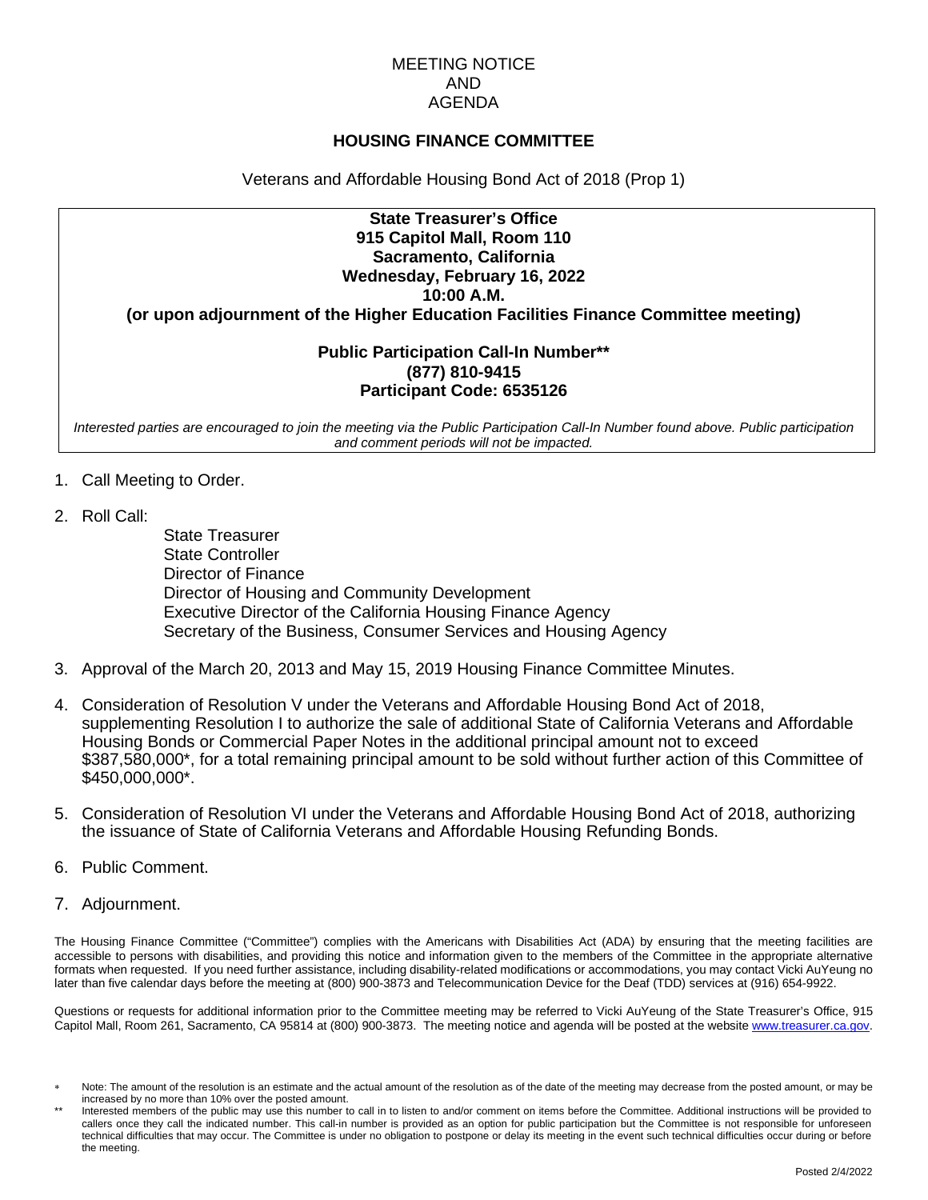MEETING NOTICE
AND
AGENDA

# HOUSING FINANCE COMMITTEE

Veterans and Affordable Housing Bond Act of 2018 (Prop 1)

**State Treasurer's Office**
**915 Capitol Mall, Room 110**
**Sacramento, California**
**Wednesday, February 16, 2022**
**10:00 A.M.**
**(or upon adjournment of the Higher Education Facilities Finance Committee meeting)**

**Public Participation Call-In Number****
**(877) 810-9415**
**Participant Code: 6535126**

*Interested parties are encouraged to join the meeting via the Public Participation Call-In Number found above. Public participation and comment periods will not be impacted.*

1. Call Meeting to Order.
2. Roll Call:
   - State Treasurer
   - State Controller
   - Director of Finance
   - Director of Housing and Community Development
   - Executive Director of the California Housing Finance Agency
   - Secretary of the Business, Consumer Services and Housing Agency
3. Approval of the March 20, 2013 and May 15, 2019 Housing Finance Committee Minutes.
4. Consideration of Resolution V under the Veterans and Affordable Housing Bond Act of 2018, supplementing Resolution I to authorize the sale of additional State of California Veterans and Affordable Housing Bonds or Commercial Paper Notes in the additional principal amount not to exceed $387,580,000*, for a total remaining principal amount to be sold without further action of this Committee of $450,000,000*.
5. Consideration of Resolution VI under the Veterans and Affordable Housing Bond Act of 2018, authorizing the issuance of State of California Veterans and Affordable Housing Refunding Bonds.
6. Public Comment.
7. Adjournment.

The Housing Finance Committee ("Committee") complies with the Americans with Disabilities Act (ADA) by ensuring that the meeting facilities are accessible to persons with disabilities, and providing this notice and information given to the members of the Committee in the appropriate alternative formats when requested. If you need further assistance, including disability-related modifications or accommodations, you may contact Vicki AuYeung no later than five calendar days before the meeting at (800) 900-3873 and Telecommunication Device for the Deaf (TDD) services at (916) 654-9922.

Questions or requests for additional information prior to the Committee meeting may be referred to Vicki AuYeung of the State Treasurer's Office, 915 Capitol Mall, Room 261, Sacramento, CA 95814 at (800) 900-3873. The meeting notice and agenda will be posted at the website www.treasurer.ca.gov.

\* Note: The amount of the resolution is an estimate and the actual amount of the resolution as of the date of the meeting may decrease from the posted amount, or may be increased by no more than 10% over the posted amount.

** Interested members of the public may use this number to call in to listen to and/or comment on items before the Committee. Additional instructions will be provided to callers once they call the indicated number. This call-in number is provided as an option for public participation but the Committee is not responsible for unforeseen technical difficulties that may occur. The Committee is under no obligation to postpone or delay its meeting in the event such technical difficulties occur during or before the meeting.

Posted 2/4/2022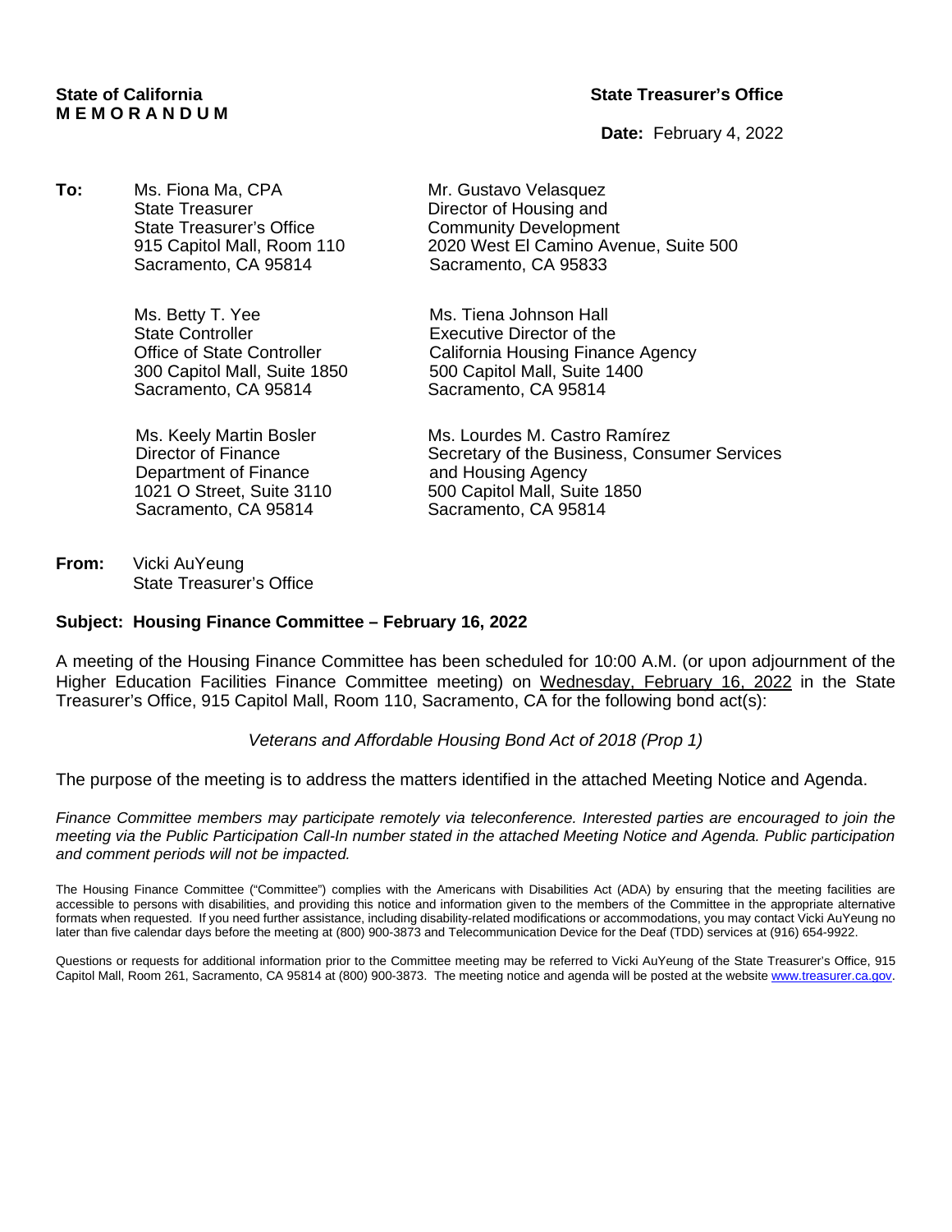**State of California**
**M E M O R A N D U M**

**State Treasurer's Office**

**Date:** February 4, 2022

**To:**

Ms. Fiona Ma, CPA
State Treasurer
State Treasurer's Office
915 Capitol Mall, Room 110
Sacramento, CA 95814

Mr. Gustavo Velasquez
Director of Housing and
Community Development
2020 West El Camino Avenue, Suite 500
Sacramento, CA 95833

Ms. Betty T. Yee
State Controller
Office of State Controller
300 Capitol Mall, Suite 1850
Sacramento, CA 95814

Ms. Tiena Johnson Hall
Executive Director of the
California Housing Finance Agency
500 Capitol Mall, Suite 1400
Sacramento, CA 95814

Ms. Keely Martin Bosler
Director of Finance
Department of Finance
1021 O Street, Suite 3110
Sacramento, CA 95814

Ms. Lourdes M. Castro Ramírez
Secretary of the Business, Consumer Services
and Housing Agency
500 Capitol Mall, Suite 1850
Sacramento, CA 95814

**From:** Vicki AuYeung
State Treasurer's Office

**Subject: Housing Finance Committee – February 16, 2022**

A meeting of the Housing Finance Committee has been scheduled for 10:00 A.M. (or upon adjournment of the Higher Education Facilities Finance Committee meeting) on Wednesday, February 16, 2022 in the State Treasurer's Office, 915 Capitol Mall, Room 110, Sacramento, CA for the following bond act(s):

*Veterans and Affordable Housing Bond Act of 2018 (Prop 1)*

The purpose of the meeting is to address the matters identified in the attached Meeting Notice and Agenda.

*Finance Committee members may participate remotely via teleconference. Interested parties are encouraged to join the meeting via the Public Participation Call-In number stated in the attached Meeting Notice and Agenda. Public participation and comment periods will not be impacted.*

The Housing Finance Committee ("Committee") complies with the Americans with Disabilities Act (ADA) by ensuring that the meeting facilities are accessible to persons with disabilities, and providing this notice and information given to the members of the Committee in the appropriate alternative formats when requested. If you need further assistance, including disability-related modifications or accommodations, you may contact Vicki AuYeung no later than five calendar days before the meeting at (800) 900-3873 and Telecommunication Device for the Deaf (TDD) services at (916) 654-9922.

Questions or requests for additional information prior to the Committee meeting may be referred to Vicki AuYeung of the State Treasurer's Office, 915 Capitol Mall, Room 261, Sacramento, CA 95814 at (800) 900-3873. The meeting notice and agenda will be posted at the website www.treasurer.ca.gov.